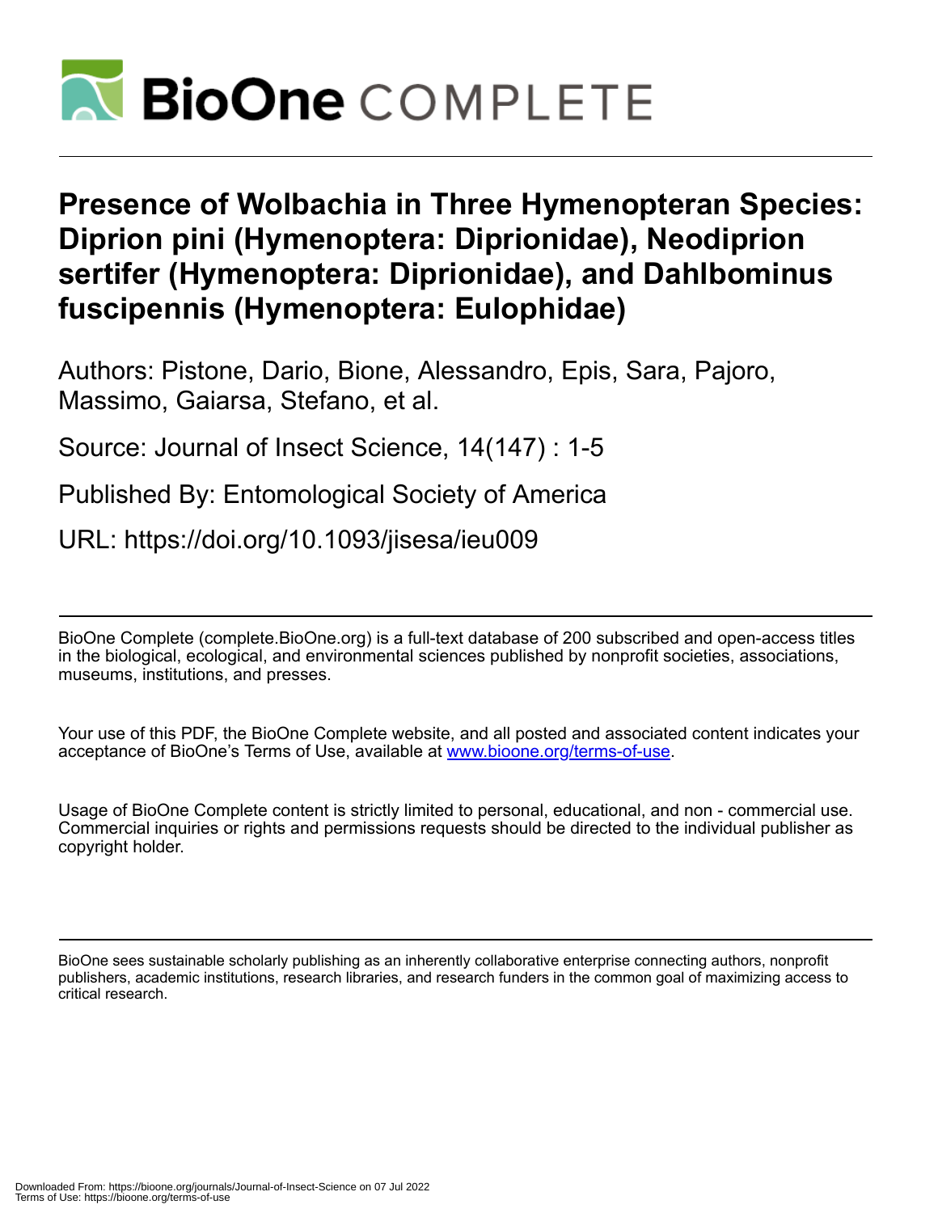# Presence of Wolbachia in Three Hymenopteran Species: Diprion pini (Hymenoptera: Diprionidae), Neodiprion sertifer (Hymenoptera: Diprionidae), and Dahlbominus fuscipennis (Hymenoptera: Eulophidae)

Authors: Pistone, Dario, Bione, Alessandro, Epis, Sara, Pajoro, Massimo, Gaiarsa, Stefano, et al.

Source: Journal of Insect Science, 14(147) : 1-5

Published By: Entomological Society of America

URL: https://doi.org/10.1093/jisesa/ieu009

---

BioOne Complete (complete.BioOne.org) is a full-text database of 200 subscribed and open-access titles in the biological, ecological, and environmental sciences published by nonprofit societies, associations, museums, institutions, and presses.

Your use of this PDF, the BioOne Complete website, and all posted and associated content indicates your acceptance of BioOne's Terms of Use, available at www.bioone.org/terms-of-use.

Usage of BioOne Complete content is strictly limited to personal, educational, and non - commercial use. Commercial inquiries or rights and permissions requests should be directed to the individual publisher as copyright holder.

---

BioOne sees sustainable scholarly publishing as an inherently collaborative enterprise connecting authors, nonprofit publishers, academic institutions, research libraries, and research funders in the common goal of maximizing access to critical research.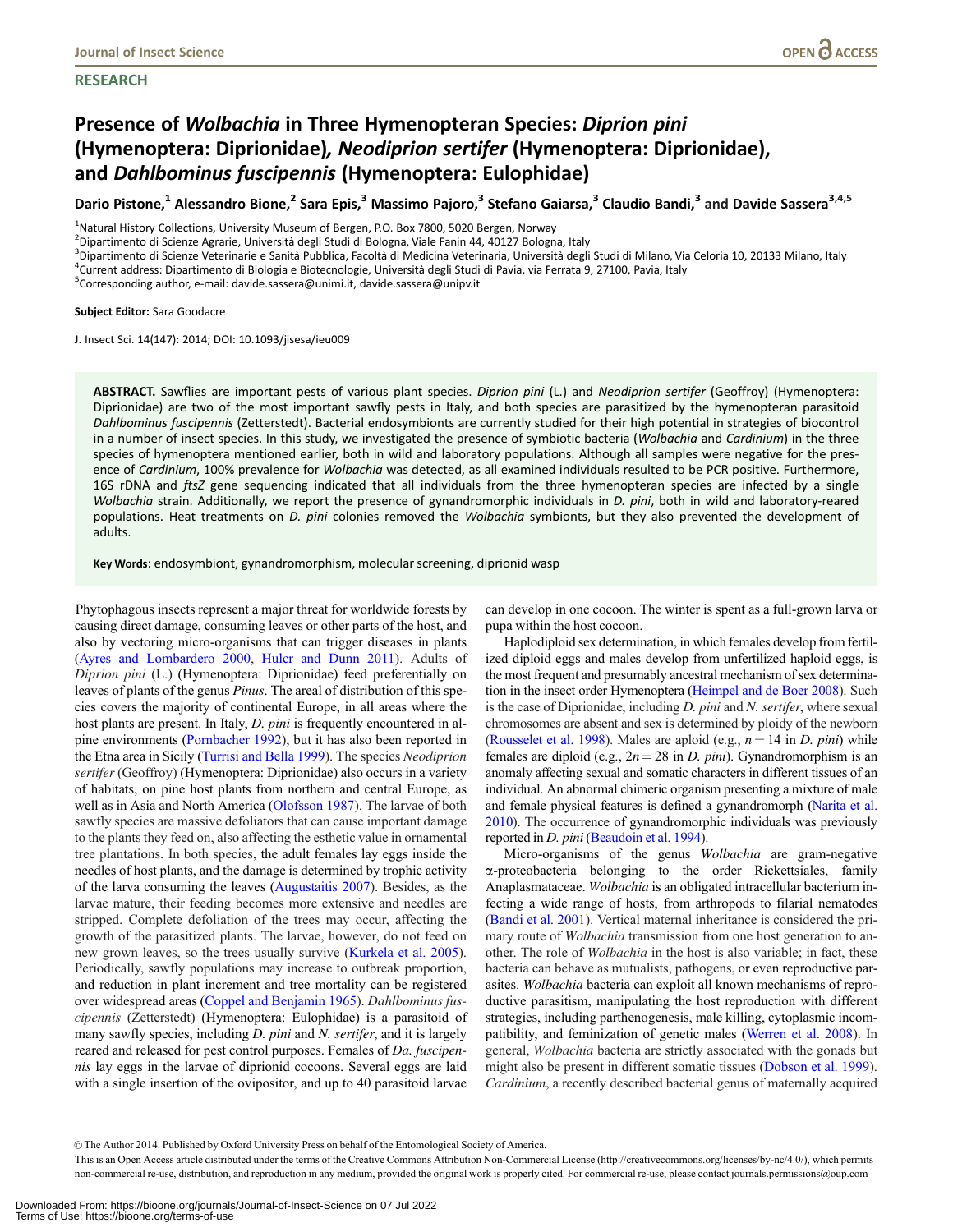Journal of Insect Science

**RESEARCH**

# Presence of *Wolbachia* in Three Hymenopteran Species: *Diprion pini* (Hymenoptera: Diprionidae), *Neodiprion sertifer* (Hymenoptera: Diprionidae), and *Dahlbominus fuscipennis* (Hymenoptera: Eulophidae)

**Dario Pistone,[1] Alessandro Bione,[2] Sara Epis,[3] Massimo Pajoro,[3] Stefano Gaiarsa,[3] Claudio Bandi,[3] and Davide Sassera[3,4,5]**

[1]Natural History Collections, University Museum of Bergen, P.O. Box 7800, 5020 Bergen, Norway

[2]Dipartimento di Scienze Agrarie, Università degli Studi di Bologna, Viale Fanin 44, 40127 Bologna, Italy

[3]Dipartimento di Scienze Veterinarie e Sanità Pubblica, Facoltà di Medicina Veterinaria, Università degli Studi di Milano, Via Celoria 10, 20133 Milano, Italy

[4]Current address: Dipartimento di Biologia e Biotecnologie, Università degli Studi di Pavia, via Ferrata 9, 27100, Pavia, Italy

[5]Corresponding author, e-mail: davide.sassera@unimi.it, davide.sassera@unipv.it

**Subject Editor:** Sara Goodacre

J. Insect Sci. 14(147): 2014; DOI: 10.1093/jisesa/ieu009

**ABSTRACT.** Sawflies are important pests of various plant species. *Diprion pini* (L.) and *Neodiprion sertifer* (Geoffroy) (Hymenoptera: Diprionidae) are two of the most important sawfly pests in Italy, and both species are parasitized by the hymenopteran parasitoid *Dahlbominus fuscipennis* (Zetterstedt). Bacterial endosymbionts are currently studied for their high potential in strategies of biocontrol in a number of insect species. In this study, we investigated the presence of symbiotic bacteria (*Wolbachia* and *Cardinium*) in the three species of hymenoptera mentioned earlier, both in wild and laboratory populations. Although all samples were negative for the presence of *Cardinium*, 100% prevalence for *Wolbachia* was detected, as all examined individuals resulted to be PCR positive. Furthermore, 16S rDNA and *ftsZ* gene sequencing indicated that all individuals from the three hymenopteran species are infected by a single *Wolbachia* strain. Additionally, we report the presence of gynandromorphic individuals in *D. pini*, both in wild and laboratory-reared populations. Heat treatments on *D. pini* colonies removed the *Wolbachia* symbionts, but they also prevented the development of adults.

**Key Words**: endosymbiont, gynandromorphism, molecular screening, diprionid wasp

Phytophagous insects represent a major threat for worldwide forests by causing direct damage, consuming leaves or other parts of the host, and also by vectoring micro-organisms that can trigger diseases in plants (Ayres and Lombardero 2000, Hulcr and Dunn 2011). Adults of *Diprion pini* (L.) (Hymenoptera: Diprionidae) feed preferentially on leaves of plants of the genus *Pinus*. The areal of distribution of this species covers the majority of continental Europe, in all areas where the host plants are present. In Italy, *D. pini* is frequently encountered in alpine environments (Pornbacher 1992), but it has also been reported in the Etna area in Sicily (Turrisi and Bella 1999). The species *Neodiprion sertifer* (Geoffroy) (Hymenoptera: Diprionidae) also occurs in a variety of habitats, on pine host plants from northern and central Europe, as well as in Asia and North America (Olofsson 1987). The larvae of both sawfly species are massive defoliators that can cause important damage to the plants they feed on, also affecting the esthetic value in ornamental tree plantations. In both species, the adult females lay eggs inside the needles of host plants, and the damage is determined by trophic activity of the larva consuming the leaves (Augustaitis 2007). Besides, as the larvae mature, their feeding becomes more extensive and needles are stripped. Complete defoliation of the trees may occur, affecting the growth of the parasitized plants. The larvae, however, do not feed on new grown leaves, so the trees usually survive (Kurkela et al. 2005). Periodically, sawfly populations may increase to outbreak proportion, and reduction in plant increment and tree mortality can be registered over widespread areas (Coppel and Benjamin 1965). *Dahlbominus fuscipennis* (Zetterstedt) (Hymenoptera: Eulophidae) is a parasitoid of many sawfly species, including *D. pini* and *N. sertifer*, and it is largely reared and released for pest control purposes. Females of *Da. fuscipennis* lay eggs in the larvae of diprionid cocoons. Several eggs are laid with a single insertion of the ovipositor, and up to 40 parasitoid larvae can develop in one cocoon. The winter is spent as a full-grown larva or pupa within the host cocoon.

Haplodiploid sex determination, in which females develop from fertilized diploid eggs and males develop from unfertilized haploid eggs, is the most frequent and presumably ancestral mechanism of sex determination in the insect order Hymenoptera (Heimpel and de Boer 2008). Such is the case of Diprionidae, including *D. pini* and *N. sertifer*, where sexual chromosomes are absent and sex is determined by ploidy of the newborn (Rousselet et al. 1998). Males are aploid (e.g., $n = 14$ in *D. pini*) while females are diploid (e.g., $2n = 28$ in *D. pini*). Gynandromorphism is an anomaly affecting sexual and somatic characters in different tissues of an individual. An abnormal chimeric organism presenting a mixture of male and female physical features is defined a gynandromorph (Narita et al. 2010). The occurrence of gynandromorphic individuals was previously reported in *D. pini* (Beaudoin et al. 1994).

Micro-organisms of the genus *Wolbachia* are gram-negative α-proteobacteria belonging to the order Rickettsiales, family Anaplasmataceae. *Wolbachia* is an obligated intracellular bacterium infecting a wide range of hosts, from arthropods to filarial nematodes (Bandi et al. 2001). Vertical maternal inheritance is considered the primary route of *Wolbachia* transmission from one host generation to another. The role of *Wolbachia* in the host is also variable; in fact, these bacteria can behave as mutualists, pathogens, or even reproductive parasites. *Wolbachia* bacteria can exploit all known mechanisms of reproductive parasitism, manipulating the host reproduction with different strategies, including parthenogenesis, male killing, cytoplasmic incompatibility, and feminization of genetic males (Werren et al. 2008). In general, *Wolbachia* bacteria are strictly associated with the gonads but might also be present in different somatic tissues (Dobson et al. 1999). *Cardinium*, a recently described bacterial genus of maternally acquired

© The Author 2014. Published by Oxford University Press on behalf of the Entomological Society of America.
This is an Open Access article distributed under the terms of the Creative Commons Attribution Non-Commercial License (http://creativecommons.org/licenses/by-nc/4.0/), which permits non-commercial re-use, distribution, and reproduction in any medium, provided the original work is properly cited. For commercial re-use, please contact journals.permissions@oup.com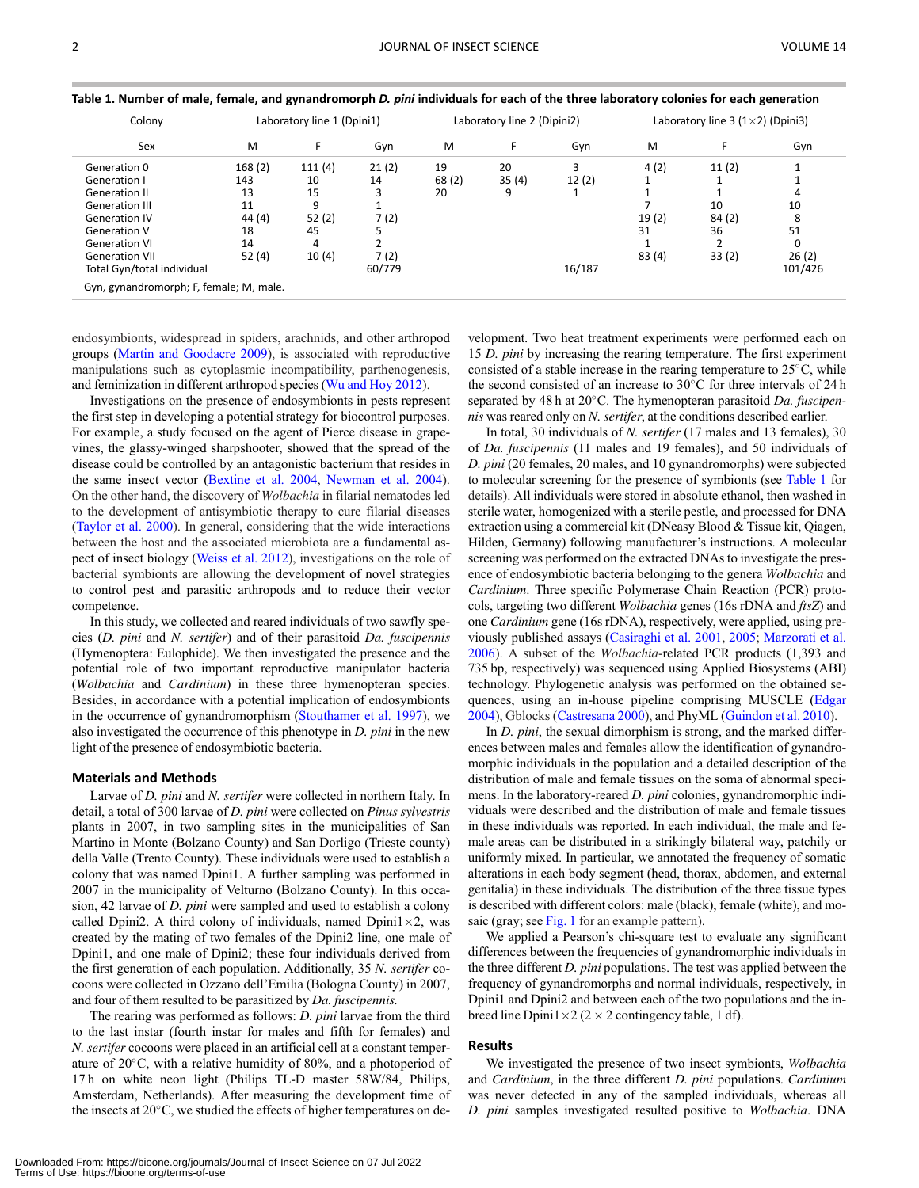**Table 1. Number of male, female, and gynandromorph *D. pini* individuals for each of the three laboratory colonies for each generation**

| Colony | Laboratory line 1 (Dpini1) | | | Laboratory line 2 (Dipini2) | | | Laboratory line 3 (1×2) (Dpini3) | | |
|---|---|---|---|---|---|---|---|---|---|
| Sex | M | F | Gyn | M | F | Gyn | M | F | Gyn |
| Generation 0 | 168 (2) | 111 (4) | 21 (2) | 19 | 20 | 3 | 4 (2) | 11 (2) | 1 |
| Generation I | 143 | 10 | 14 | 68 (2) | 35 (4) | 12 (2) | 1 | 1 | 1 |
| Generation II | 13 | 15 | 3 | 20 | 9 | 1 | 1 | 1 | 4 |
| Generation III | 11 | 9 | 1 | | | | 7 | 10 | 10 |
| Generation IV | 44 (4) | 52 (2) | 7 (2) | | | | 19 (2) | 84 (2) | 8 |
| Generation V | 18 | 45 | 5 | | | | 31 | 36 | 51 |
| Generation VI | 14 | 4 | 2 | | | | 1 | 2 | 0 |
| Generation VII | 52 (4) | 10 (4) | 7 (2) | | | | 83 (4) | 33 (2) | 26 (2) |
| Total Gyn/total individual | | | 60/779 | | | 16/187 | | | 101/426 |

Gyn, gynandromorph; F, female; M, male.

endosymbionts, widespread in spiders, arachnids, and other arthropod groups (Martin and Goodacre 2009), is associated with reproductive manipulations such as cytoplasmic incompatibility, parthenogenesis, and feminization in different arthropod species (Wu and Hoy 2012).

Investigations on the presence of endosymbionts in pests represent the first step in developing a potential strategy for biocontrol purposes. For example, a study focused on the agent of Pierce disease in grapevines, the glassy-winged sharpshooter, showed that the spread of the disease could be controlled by an antagonistic bacterium that resides in the same insect vector (Bextine et al. 2004, Newman et al. 2004). On the other hand, the discovery of *Wolbachia* in filarial nematodes led to the development of antisymbiotic therapy to cure filarial diseases (Taylor et al. 2000). In general, considering that the wide interactions between the host and the associated microbiota are a fundamental aspect of insect biology (Weiss et al. 2012), investigations on the role of bacterial symbionts are allowing the development of novel strategies to control pest and parasitic arthropods and to reduce their vector competence.

In this study, we collected and reared individuals of two sawfly species (*D. pini* and *N. sertifer*) and of their parasitoid *Da. fuscipennis* (Hymenoptera: Eulophide). We then investigated the presence and the potential role of two important reproductive manipulator bacteria (*Wolbachia* and *Cardinium*) in these three hymenopteran species. Besides, in accordance with a potential implication of endosymbionts in the occurrence of gynandromorphism (Stouthamer et al. 1997), we also investigated the occurrence of this phenotype in *D. pini* in the new light of the presence of endosymbiotic bacteria.

## Materials and Methods

Larvae of *D. pini* and *N. sertifer* were collected in northern Italy. In detail, a total of 300 larvae of *D. pini* were collected on *Pinus sylvestris* plants in 2007, in two sampling sites in the municipalities of San Martino in Monte (Bolzano County) and San Dorligo (Trieste county) della Valle (Trento County). These individuals were used to establish a colony that was named Dpini1. A further sampling was performed in 2007 in the municipality of Velturno (Bolzano County). In this occasion, 42 larvae of *D. pini* were sampled and used to establish a colony called Dpini2. A third colony of individuals, named Dpini1×2, was created by the mating of two females of the Dpini2 line, one male of Dpini1, and one male of Dpini2; these four individuals derived from the first generation of each population. Additionally, 35 *N. sertifer* cocoons were collected in Ozzano dell'Emilia (Bologna County) in 2007, and four of them resulted to be parasitized by *Da. fuscipennis.*

The rearing was performed as follows: *D. pini* larvae from the third to the last instar (fourth instar for males and fifth for females) and *N. sertifer* cocoons were placed in an artificial cell at a constant temperature of 20°C, with a relative humidity of 80%, and a photoperiod of 17 h on white neon light (Philips TL-D master 58W/84, Philips, Amsterdam, Netherlands). After measuring the development time of the insects at 20°C, we studied the effects of higher temperatures on development. Two heat treatment experiments were performed each on 15 *D. pini* by increasing the rearing temperature. The first experiment consisted of a stable increase in the rearing temperature to 25°C, while the second consisted of an increase to 30°C for three intervals of 24 h separated by 48 h at 20°C. The hymenopteran parasitoid *Da. fuscipennis* was reared only on *N. sertifer*, at the conditions described earlier.

In total, 30 individuals of *N. sertifer* (17 males and 13 females), 30 of *Da. fuscipennis* (11 males and 19 females), and 50 individuals of *D. pini* (20 females, 20 males, and 10 gynandromorphs) were subjected to molecular screening for the presence of symbionts (see Table 1 for details). All individuals were stored in absolute ethanol, then washed in sterile water, homogenized with a sterile pestle, and processed for DNA extraction using a commercial kit (DNeasy Blood & Tissue kit, Qiagen, Hilden, Germany) following manufacturer's instructions. A molecular screening was performed on the extracted DNAs to investigate the presence of endosymbiotic bacteria belonging to the genera *Wolbachia* and *Cardinium*. Three specific Polymerase Chain Reaction (PCR) protocols, targeting two different *Wolbachia* genes (16s rDNA and *ftsZ*) and one *Cardinium* gene (16s rDNA), respectively, were applied, using previously published assays (Casiraghi et al. 2001, 2005; Marzorati et al. 2006). A subset of the *Wolbachia*-related PCR products (1,393 and 735 bp, respectively) was sequenced using Applied Biosystems (ABI) technology. Phylogenetic analysis was performed on the obtained sequences, using an in-house pipeline comprising MUSCLE (Edgar 2004), Gblocks (Castresana 2000), and PhyML (Guindon et al. 2010).

In *D. pini*, the sexual dimorphism is strong, and the marked differences between males and females allow the identification of gynandromorphic individuals in the population and a detailed description of the distribution of male and female tissues on the soma of abnormal specimens. In the laboratory-reared *D. pini* colonies, gynandromorphic individuals were described and the distribution of male and female tissues in these individuals was reported. In each individual, the male and female areas can be distributed in a strikingly bilateral way, patchily or uniformly mixed. In particular, we annotated the frequency of somatic alterations in each body segment (head, thorax, abdomen, and external genitalia) in these individuals. The distribution of the three tissue types is described with different colors: male (black), female (white), and mosaic (gray; see Fig. 1 for an example pattern).

We applied a Pearson's chi-square test to evaluate any significant differences between the frequencies of gynandromorphic individuals in the three different *D. pini* populations. The test was applied between the frequency of gynandromorphs and normal individuals, respectively, in Dpini1 and Dpini2 and between each of the two populations and the inbreed line Dpini1×2 (2 × 2 contingency table, 1 df).

## Results

We investigated the presence of two insect symbionts, *Wolbachia* and *Cardinium*, in the three different *D. pini* populations. *Cardinium* was never detected in any of the sampled individuals, whereas all *D. pini* samples investigated resulted positive to *Wolbachia*. DNA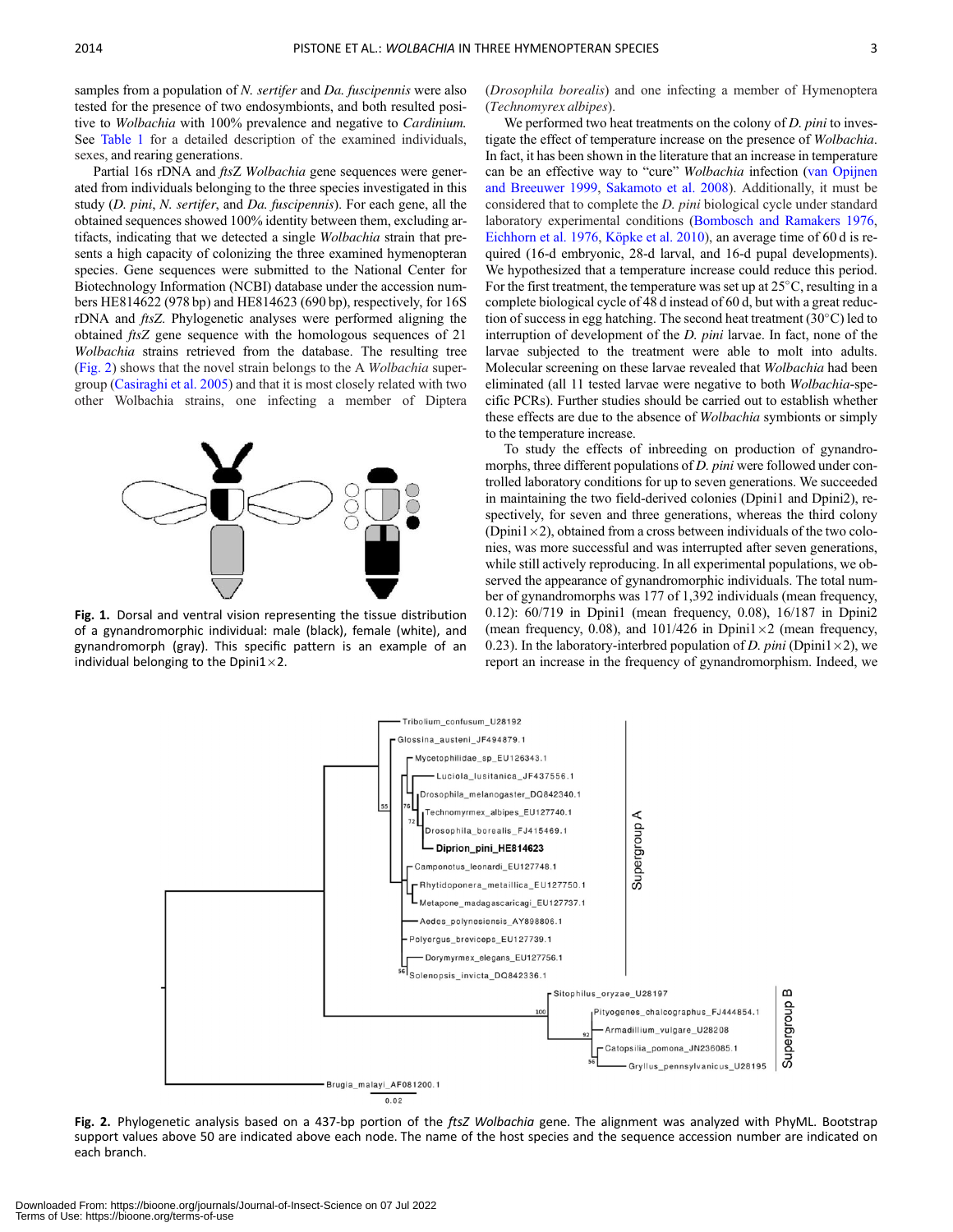samples from a population of *N. sertifer* and *Da. fuscipennis* were also tested for the presence of two endosymbionts, and both resulted positive to *Wolbachia* with 100% prevalence and negative to *Cardinium.* See Table 1 for a detailed description of the examined individuals, sexes, and rearing generations.

Partial 16s rDNA and *ftsZ Wolbachia* gene sequences were generated from individuals belonging to the three species investigated in this study (*D. pini*, *N. sertifer*, and *Da. fuscipennis*). For each gene, all the obtained sequences showed 100% identity between them, excluding artifacts, indicating that we detected a single *Wolbachia* strain that presents a high capacity of colonizing the three examined hymenopteran species. Gene sequences were submitted to the National Center for Biotechnology Information (NCBI) database under the accession numbers HE814622 (978 bp) and HE814623 (690 bp), respectively, for 16S rDNA and *ftsZ*. Phylogenetic analyses were performed aligning the obtained *ftsZ* gene sequence with the homologous sequences of 21 *Wolbachia* strains retrieved from the database. The resulting tree (Fig. 2) shows that the novel strain belongs to the A *Wolbachia* supergroup (Casiraghi et al. 2005) and that it is most closely related with two other Wolbachia strains, one infecting a member of Diptera (*Drosophila borealis*) and one infecting a member of Hymenoptera (*Technomyrex albipes*).

**Fig. 1.** Dorsal and ventral vision representing the tissue distribution of a gynandromorphic individual: male (black), female (white), and gynandromorph (gray). This specific pattern is an example of an individual belonging to the Dpini1×2.

We performed two heat treatments on the colony of *D. pini* to investigate the effect of temperature increase on the presence of *Wolbachia*. In fact, it has been shown in the literature that an increase in temperature can be an effective way to "cure" *Wolbachia* infection (van Opijnen and Breeuwer 1999, Sakamoto et al. 2008). Additionally, it must be considered that to complete the *D. pini* biological cycle under standard laboratory experimental conditions (Bombosch and Ramakers 1976, Eichhorn et al. 1976, Köpke et al. 2010), an average time of 60 d is required (16-d embryonic, 28-d larval, and 16-d pupal developments). We hypothesized that a temperature increase could reduce this period. For the first treatment, the temperature was set up at 25°C, resulting in a complete biological cycle of 48 d instead of 60 d, but with a great reduction of success in egg hatching. The second heat treatment (30°C) led to interruption of development of the *D. pini* larvae. In fact, none of the larvae subjected to the treatment were able to molt into adults. Molecular screening on these larvae revealed that *Wolbachia* had been eliminated (all 11 tested larvae were negative to both *Wolbachia*-specific PCRs). Further studies should be carried out to establish whether these effects are due to the absence of *Wolbachia* symbionts or simply to the temperature increase.

To study the effects of inbreeding on production of gynandromorphs, three different populations of *D. pini* were followed under controlled laboratory conditions for up to seven generations. We succeeded in maintaining the two field-derived colonies (Dpini1 and Dpini2), respectively, for seven and three generations, whereas the third colony (Dpini1×2), obtained from a cross between individuals of the two colonies, was more successful and was interrupted after seven generations, while still actively reproducing. In all experimental populations, we observed the appearance of gynandromorphic individuals. The total number of gynandromorphs was 177 of 1,392 individuals (mean frequency, 0.12): 60/719 in Dpini1 (mean frequency, 0.08), 16/187 in Dpini2 (mean frequency, 0.08), and 101/426 in Dpini1×2 (mean frequency, 0.23). In the laboratory-interbred population of *D. pini* (Dpini1×2), we report an increase in the frequency of gynandromorphism. Indeed, we

**Fig. 2.** Phylogenetic analysis based on a 437-bp portion of the *ftsZ Wolbachia* gene. The alignment was analyzed with PhyML. Bootstrap support values above 50 are indicated above each node. The name of the host species and the sequence accession number are indicated on each branch.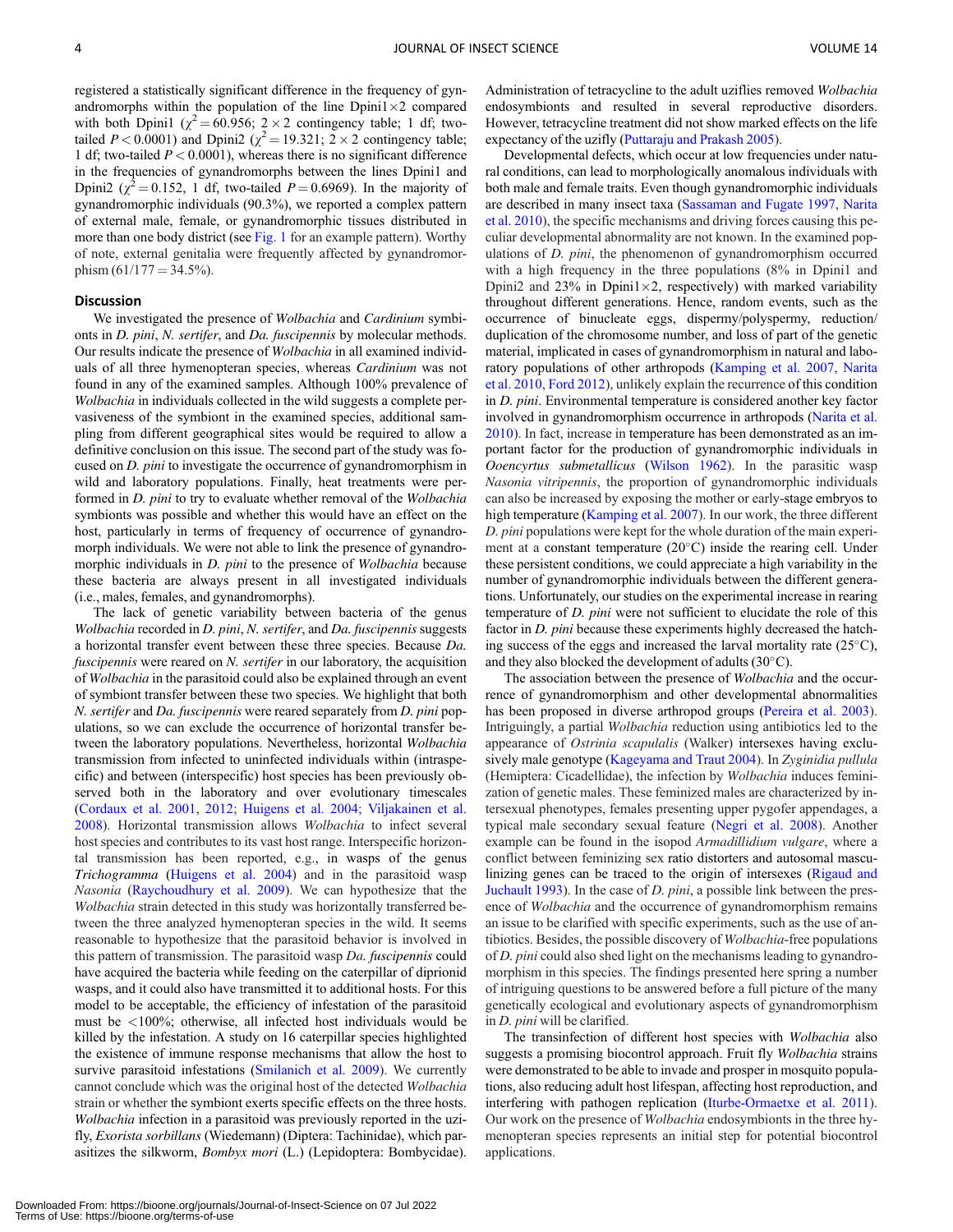registered a statistically significant difference in the frequency of gynandromorphs within the population of the line Dpini1×2 compared with both Dpini1 ($\chi^2 = 60.956$; $2 \times 2$ contingency table; 1 df; two-tailed $P < 0.0001$) and Dpini2 ($\chi^2 = 19.321$; $2 \times 2$ contingency table; 1 df; two-tailed $P < 0.0001$), whereas there is no significant difference in the frequencies of gynandromorphs between the lines Dpini1 and Dpini2 ($\chi^2 = 0.152$, 1 df, two-tailed $P = 0.6969$). In the majority of gynandromorphic individuals (90.3%), we reported a complex pattern of external male, female, or gynandromorphic tissues distributed in more than one body district (see Fig. 1 for an example pattern). Worthy of note, external genitalia were frequently affected by gynandromorphism (61/177 = 34.5%).

## Discussion

We investigated the presence of *Wolbachia* and *Cardinium* symbionts in *D. pini*, *N. sertifer*, and *Da. fuscipennis* by molecular methods. Our results indicate the presence of *Wolbachia* in all examined individuals of all three hymenopteran species, whereas *Cardinium* was not found in any of the examined samples. Although 100% prevalence of *Wolbachia* in individuals collected in the wild suggests a complete pervasiveness of the symbiont in the examined species, additional sampling from different geographical sites would be required to allow a definitive conclusion on this issue. The second part of the study was focused on *D. pini* to investigate the occurrence of gynandromorphism in wild and laboratory populations. Finally, heat treatments were performed in *D. pini* to try to evaluate whether removal of the *Wolbachia* symbionts was possible and whether this would have an effect on the host, particularly in terms of frequency of occurrence of gynandromorph individuals. We were not able to link the presence of gynandromorphic individuals in *D. pini* to the presence of *Wolbachia* because these bacteria are always present in all investigated individuals (i.e., males, females, and gynandromorphs).

The lack of genetic variability between bacteria of the genus *Wolbachia* recorded in *D. pini*, *N. sertifer*, and *Da. fuscipennis* suggests a horizontal transfer event between these three species. Because *Da. fuscipennis* were reared on *N. sertifer* in our laboratory, the acquisition of *Wolbachia* in the parasitoid could also be explained through an event of symbiont transfer between these two species. We highlight that both *N. sertifer* and *Da. fuscipennis* were reared separately from *D. pini* populations, so we can exclude the occurrence of horizontal transfer between the laboratory populations. Nevertheless, horizontal *Wolbachia* transmission from infected to uninfected individuals within (intraspecific) and between (interspecific) host species has been previously observed both in the laboratory and over evolutionary timescales (Cordaux et al. 2001, 2012; Huigens et al. 2004; Viljakainen et al. 2008). Horizontal transmission allows *Wolbachia* to infect several host species and contributes to its vast host range. Interspecific horizontal transmission has been reported, e.g., in wasps of the genus *Trichogramma* (Huigens et al. 2004) and in the parasitoid wasp *Nasonia* (Raychoudhury et al. 2009). We can hypothesize that the *Wolbachia* strain detected in this study was horizontally transferred between the three analyzed hymenopteran species in the wild. It seems reasonable to hypothesize that the parasitoid behavior is involved in this pattern of transmission. The parasitoid wasp *Da. fuscipennis* could have acquired the bacteria while feeding on the caterpillar of diprionid wasps, and it could also have transmitted it to additional hosts. For this model to be acceptable, the efficiency of infestation of the parasitoid must be <100%; otherwise, all infected host individuals would be killed by the infestation. A study on 16 caterpillar species highlighted the existence of immune response mechanisms that allow the host to survive parasitoid infestations (Smilanich et al. 2009). We currently cannot conclude which was the original host of the detected *Wolbachia* strain or whether the symbiont exerts specific effects on the three hosts. *Wolbachia* infection in a parasitoid was previously reported in the uzifly, *Exorista sorbillans* (Wiedemann) (Diptera: Tachinidae), which parasitizes the silkworm, *Bombyx mori* (L.) (Lepidoptera: Bombycidae). Administration of tetracycline to the adult uziflies removed *Wolbachia* endosymbionts and resulted in several reproductive disorders. However, tetracycline treatment did not show marked effects on the life expectancy of the uzifly (Puttaraju and Prakash 2005).

Developmental defects, which occur at low frequencies under natural conditions, can lead to morphologically anomalous individuals with both male and female traits. Even though gynandromorphic individuals are described in many insect taxa (Sassaman and Fugate 1997, Narita et al. 2010), the specific mechanisms and driving forces causing this peculiar developmental abnormality are not known. In the examined populations of *D. pini*, the phenomenon of gynandromorphism occurred with a high frequency in the three populations (8% in Dpini1 and Dpini2 and 23% in Dpini1×2, respectively) with marked variability throughout different generations. Hence, random events, such as the occurrence of binucleate eggs, dispermy/polyspermy, reduction/duplication of the chromosome number, and loss of part of the genetic material, implicated in cases of gynandromorphism in natural and laboratory populations of other arthropods (Kamping et al. 2007, Narita et al. 2010, Ford 2012), unlikely explain the recurrence of this condition in *D. pini*. Environmental temperature is considered another key factor involved in gynandromorphism occurrence in arthropods (Narita et al. 2010). In fact, increase in temperature has been demonstrated as an important factor for the production of gynandromorphic individuals in *Ooencyrtus submetallicus* (Wilson 1962). In the parasitic wasp *Nasonia vitripennis*, the proportion of gynandromorphic individuals can also be increased by exposing the mother or early-stage embryos to high temperature (Kamping et al. 2007). In our work, the three different *D. pini* populations were kept for the whole duration of the main experiment at a constant temperature (20°C) inside the rearing cell. Under these persistent conditions, we could appreciate a high variability in the number of gynandromorphic individuals between the different generations. Unfortunately, our studies on the experimental increase in rearing temperature of *D. pini* were not sufficient to elucidate the role of this factor in *D. pini* because these experiments highly decreased the hatching success of the eggs and increased the larval mortality rate (25°C), and they also blocked the development of adults (30°C).

The association between the presence of *Wolbachia* and the occurrence of gynandromorphism and other developmental abnormalities has been proposed in diverse arthropod groups (Pereira et al. 2003). Intriguingly, a partial *Wolbachia* reduction using antibiotics led to the appearance of *Ostrinia scapulalis* (Walker) intersexes having exclusively male genotype (Kageyama and Traut 2004). In *Zyginidia pullula* (Hemiptera: Cicadellidae), the infection by *Wolbachia* induces feminization of genetic males. These feminized males are characterized by intersexual phenotypes, females presenting upper pygofer appendages, a typical male secondary sexual feature (Negri et al. 2008). Another example can be found in the isopod *Armadillidium vulgare*, where a conflict between feminizing sex ratio distorters and autosomal masculinizing genes can be traced to the origin of intersexes (Rigaud and Juchault 1993). In the case of *D. pini*, a possible link between the presence of *Wolbachia* and the occurrence of gynandromorphism remains an issue to be clarified with specific experiments, such as the use of antibiotics. Besides, the possible discovery of *Wolbachia*-free populations of *D. pini* could also shed light on the mechanisms leading to gynandromorphism in this species. The findings presented here spring a number of intriguing questions to be answered before a full picture of the many genetically ecological and evolutionary aspects of gynandromorphism in *D. pini* will be clarified.

The transinfection of different host species with *Wolbachia* also suggests a promising biocontrol approach. Fruit fly *Wolbachia* strains were demonstrated to be able to invade and prosper in mosquito populations, also reducing adult host lifespan, affecting host reproduction, and interfering with pathogen replication (Iturbe-Ormaetxe et al. 2011). Our work on the presence of *Wolbachia* endosymbionts in the three hymenopteran species represents an initial step for potential biocontrol applications.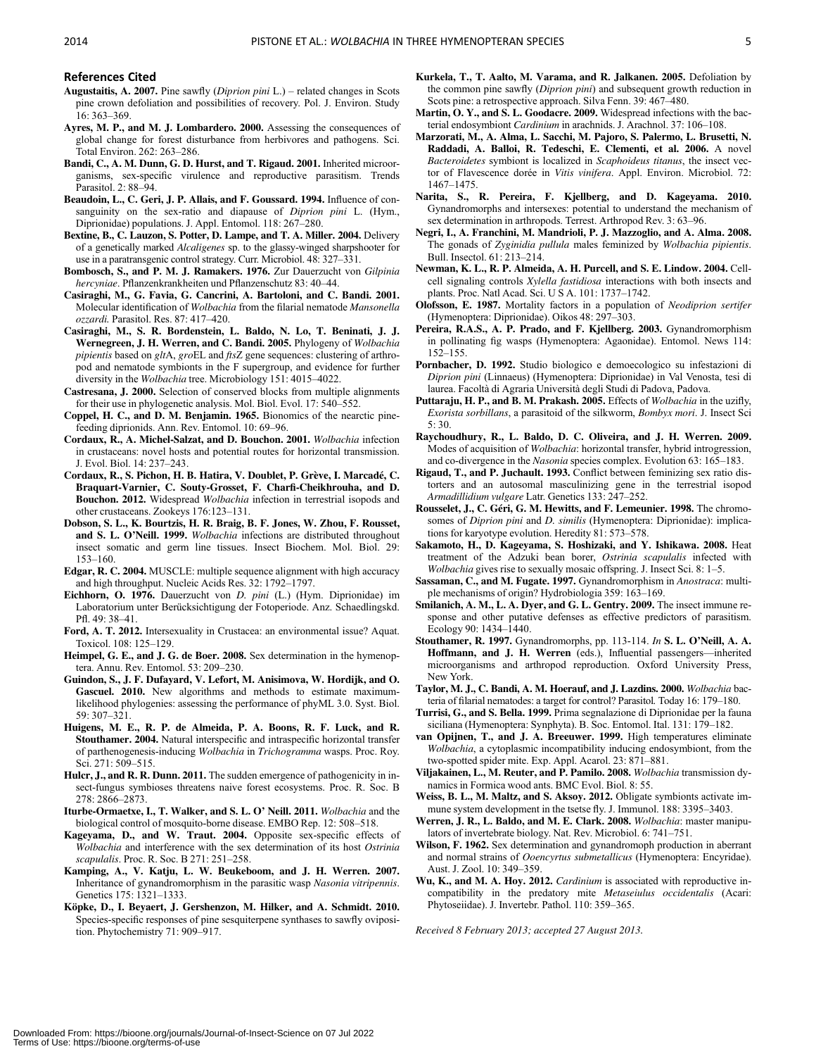## References Cited

**Augustaitis, A. 2007.** Pine sawfly (*Diprion pini* L.) – related changes in Scots pine crown defoliation and possibilities of recovery. Pol. J. Environ. Study 16: 363–369.

**Ayres, M. P., and M. J. Lombardero. 2000.** Assessing the consequences of global change for forest disturbance from herbivores and pathogens. Sci. Total Environ. 262: 263–286.

**Bandi, C., A. M. Dunn, G. D. Hurst, and T. Rigaud. 2001.** Inherited microorganisms, sex-specific virulence and reproductive parasitism. Trends Parasitol. 2: 88–94.

**Beaudoin, L., C. Geri, J. P. Allais, and F. Goussard. 1994.** Influence of consanguinity on the sex-ratio and diapause of *Diprion pini* L. (Hym., Diprionidae) populations. J. Appl. Entomol. 118: 267–280.

**Bextine, B., C. Lauzon, S. Potter, D. Lampe, and T. A. Miller. 2004.** Delivery of a genetically marked *Alcaligenes* sp. to the glassy-winged sharpshooter for use in a paratransgenic control strategy. Curr. Microbiol. 48: 327–331.

**Bombosch, S., and P. M. J. Ramakers. 1976.** Zur Dauerzucht von *Gilpinia hercyniae*. Pflanzenkrankheiten und Pflanzenschutz 83: 40–44.

**Casiraghi, M., G. Favia, G. Cancrini, A. Bartoloni, and C. Bandi. 2001.** Molecular identification of *Wolbachia* from the filarial nematode *Mansonella ozzardi*. Parasitol. Res. 87: 417–420.

**Casiraghi, M., S. R. Bordenstein, L. Baldo, N. Lo, T. Beninati, J. J. Wernegreen, J. H. Werren, and C. Bandi. 2005.** Phylogeny of *Wolbachia pipientis* based on *glt*A, *gro*EL and *fts*Z gene sequences: clustering of arthropod and nematode symbionts in the F supergroup, and evidence for further diversity in the *Wolbachia* tree. Microbiology 151: 4015–4022.

**Castresana, J. 2000.** Selection of conserved blocks from multiple alignments for their use in phylogenetic analysis. Mol. Biol. Evol. 17: 540–552.

**Coppel, H. C., and D. M. Benjamin. 1965.** Bionomics of the nearctic pine-feeding diprionids. Ann. Rev. Entomol. 10: 69–96.

**Cordaux, R., A. Michel-Salzat, and D. Bouchon. 2001.** *Wolbachia* infection in crustaceans: novel hosts and potential routes for horizontal transmission. J. Evol. Biol. 14: 237–243.

**Cordaux, R., S. Pichon, H. B. Hatira, V. Doublet, P. Grève, I. Marcadé, C. Braquart-Varnier, C. Souty-Grosset, F. Charfi-Cheikhrouha, and D. Bouchon. 2012.** Widespread *Wolbachia* infection in terrestrial isopods and other crustaceans. Zookeys 176:123–131.

**Dobson, S. L., K. Bourtzis, H. R. Braig, B. F. Jones, W. Zhou, F. Rousset, and S. L. O'Neill. 1999.** *Wolbachia* infections are distributed throughout insect somatic and germ line tissues. Insect Biochem. Mol. Biol. 29: 153–160.

**Edgar, R. C. 2004.** MUSCLE: multiple sequence alignment with high accuracy and high throughput. Nucleic Acids Res. 32: 1792–1797.

**Eichhorn, O. 1976.** Dauerzucht von *D. pini* (L.) (Hym. Diprionidae) im Laboratorium unter Berücksichtigung der Fotoperiode. Anz. Schaedlingskd. Pfl. 49: 38–41.

**Ford, A. T. 2012.** Intersexuality in Crustacea: an environmental issue? Aquat. Toxicol. 108: 125–129.

**Heimpel, G. E., and J. G. de Boer. 2008.** Sex determination in the hymenoptera. Annu. Rev. Entomol. 53: 209–230.

**Guindon, S., J. F. Dufayard, V. Lefort, M. Anisimova, W. Hordijk, and O. Gascuel. 2010.** New algorithms and methods to estimate maximum-likelihood phylogenies: assessing the performance of phyML 3.0. Syst. Biol. 59: 307–321.

**Huigens, M. E., R. P. de Almeida, P. A. Boons, R. F. Luck, and R. Stouthamer. 2004.** Natural interspecific and intraspecific horizontal transfer of parthenogenesis-inducing *Wolbachia* in *Trichogramma* wasps. Proc. Roy. Sci. 271: 509–515.

**Hulcr, J., and R. R. Dunn. 2011.** The sudden emergence of pathogenicity in insect-fungus symbioses threatens naive forest ecosystems. Proc. R. Soc. B 278: 2866–2873.

**Iturbe-Ormaetxe, I., T. Walker, and S. L. O' Neill. 2011.** *Wolbachia* and the biological control of mosquito-borne disease. EMBO Rep. 12: 508–518.

**Kageyama, D., and W. Traut. 2004.** Opposite sex-specific effects of *Wolbachia* and interference with the sex determination of its host *Ostrinia scapulalis*. Proc. R. Soc. B 271: 251–258.

**Kamping, A., V. Katju, L. W. Beukeboom, and J. H. Werren. 2007.** Inheritance of gynandromorphism in the parasitic wasp *Nasonia vitripennis*. Genetics 175: 1321–1333.

**Köpke, D., I. Beyaert, J. Gershenzon, M. Hilker, and A. Schmidt. 2010.** Species-specific responses of pine sesquiterpene synthases to sawfly oviposition. Phytochemistry 71: 909–917.

**Kurkela, T., T. Aalto, M. Varama, and R. Jalkanen. 2005.** Defoliation by the common pine sawfly (*Diprion pini*) and subsequent growth reduction in Scots pine: a retrospective approach. Silva Fenn. 39: 467–480.

**Martin, O. Y., and S. L. Goodacre. 2009.** Widespread infections with the bacterial endosymbiont *Cardinium* in arachnids. J. Arachnol. 37: 106–108.

**Marzorati, M., A. Alma, L. Sacchi, M. Pajoro, S. Palermo, L. Brusetti, N. Raddadi, A. Balloi, R. Tedeschi, E. Clementi, et al. 2006.** A novel *Bacteroidetes* symbiont is localized in *Scaphoideus titanus*, the insect vector of Flavescence dorée in *Vitis vinifera*. Appl. Environ. Microbiol. 72: 1467–1475.

**Narita, S., R. Pereira, F. Kjellberg, and D. Kageyama. 2010.** Gynandromorphs and intersexes: potential to understand the mechanism of sex determination in arthropods. Terrest. Arthropod Rev. 3: 63–96.

**Negri, I., A. Franchini, M. Mandrioli, P. J. Mazzoglio, and A. Alma. 2008.** The gonads of *Zyginidia pullula* males feminized by *Wolbachia pipientis*. Bull. Insectol. 61: 213–214.

**Newman, K. L., R. P. Almeida, A. H. Purcell, and S. E. Lindow. 2004.** Cell-cell signaling controls *Xylella fastidiosa* interactions with both insects and plants. Proc. Natl Acad. Sci. U S A. 101: 1737–1742.

**Olofsson, E. 1987.** Mortality factors in a population of *Neodiprion sertifer* (Hymenoptera: Diprionidae). Oikos 48: 297–303.

**Pereira, R.A.S., A. P. Prado, and F. Kjellberg. 2003.** Gynandromorphism in pollinating fig wasps (Hymenoptera: Agaonidae). Entomol. News 114: 152–155.

**Pornbacher, D. 1992.** Studio biologico e demoecologico su infestazioni di *Diprion pini* (Linnaeus) (Hymenoptera: Diprionidae) in Val Venosta, tesi di laurea. Facoltà di Agraria Università degli Studi di Padova, Padova.

**Puttaraju, H. P., and B. M. Prakash. 2005.** Effects of *Wolbachia* in the uzifly, *Exorista sorbillans*, a parasitoid of the silkworm, *Bombyx mori*. J. Insect Sci 5: 30.

**Raychoudhury, R., L. Baldo, D. C. Oliveira, and J. H. Werren. 2009.** Modes of acquisition of *Wolbachia*: horizontal transfer, hybrid introgression, and co-divergence in the *Nasonia* species complex. Evolution 63: 165–183.

**Rigaud, T., and P. Juchault. 1993.** Conflict between feminizing sex ratio distorters and an autosomal masculinizing gene in the terrestrial isopod *Armadillidium vulgare* Latr. Genetics 133: 247–252.

**Rousselet, J., C. Géri, G. M. Hewitts, and F. Lemeunier. 1998.** The chromosomes of *Diprion pini* and *D. similis* (Hymenoptera: Diprionidae): implications for karyotype evolution. Heredity 81: 573–578.

**Sakamoto, H., D. Kageyama, S. Hoshizaki, and Y. Ishikawa. 2008.** Heat treatment of the Adzuki bean borer, *Ostrinia scapulalis* infected with *Wolbachia* gives rise to sexually mosaic offspring. J. Insect Sci. 8: 1–5.

**Sassaman, C., and M. Fugate. 1997.** Gynandromorphism in *Anostraca*: multiple mechanisms of origin? Hydrobiologia 359: 163–169.

**Smilanich, A. M., L. A. Dyer, and G. L. Gentry. 2009.** The insect immune response and other putative defenses as effective predictors of parasitism. Ecology 90: 1434–1440.

**Stouthamer, R. 1997.** Gynandromorphs, pp. 113-114. *In* **S. L. O'Neill, A. A. Hoffmann, and J. H. Werren** (eds.), Influential passengers—inherited microorganisms and arthropod reproduction. Oxford University Press, New York.

**Taylor, M. J., C. Bandi, A. M. Hoerauf, and J. Lazdins. 2000.** *Wolbachia* bacteria of filarial nematodes: a target for control? Parasitol. Today 16: 179–180.

**Turrisi, G., and S. Bella. 1999.** Prima segnalazione di Diprionidae per la fauna siciliana (Hymenoptera: Synphyta). B. Soc. Entomol. Ital. 131: 179–182.

**van Opijnen, T., and J. A. Breeuwer. 1999.** High temperatures eliminate *Wolbachia*, a cytoplasmic incompatibility inducing endosymbiont, from the two-spotted spider mite. Exp. Appl. Acarol. 23: 871–881.

**Viljakainen, L., M. Reuter, and P. Pamilo. 2008.** *Wolbachia* transmission dynamics in Formica wood ants. BMC Evol. Biol. 8: 55.

**Weiss, B. L., M. Maltz, and S. Aksoy. 2012.** Obligate symbionts activate immune system development in the tsetse fly. J. Immunol. 188: 3395–3403.

**Werren, J. R., L. Baldo, and M. E. Clark. 2008.** *Wolbachia*: master manipulators of invertebrate biology. Nat. Rev. Microbiol. 6: 741–751.

**Wilson, F. 1962.** Sex determination and gynandromoph production in aberrant and normal strains of *Ooencyrtus submetallicus* (Hymenoptera: Encyridae). Aust. J. Zool. 10: 349–359.

**Wu, K., and M. A. Hoy. 2012.** *Cardinium* is associated with reproductive incompatibility in the predatory mite *Metaseiulus occidentalis* (Acari: Phytoseiidae). J. Invertebr. Pathol. 110: 359–365.

*Received 8 February 2013; accepted 27 August 2013.*